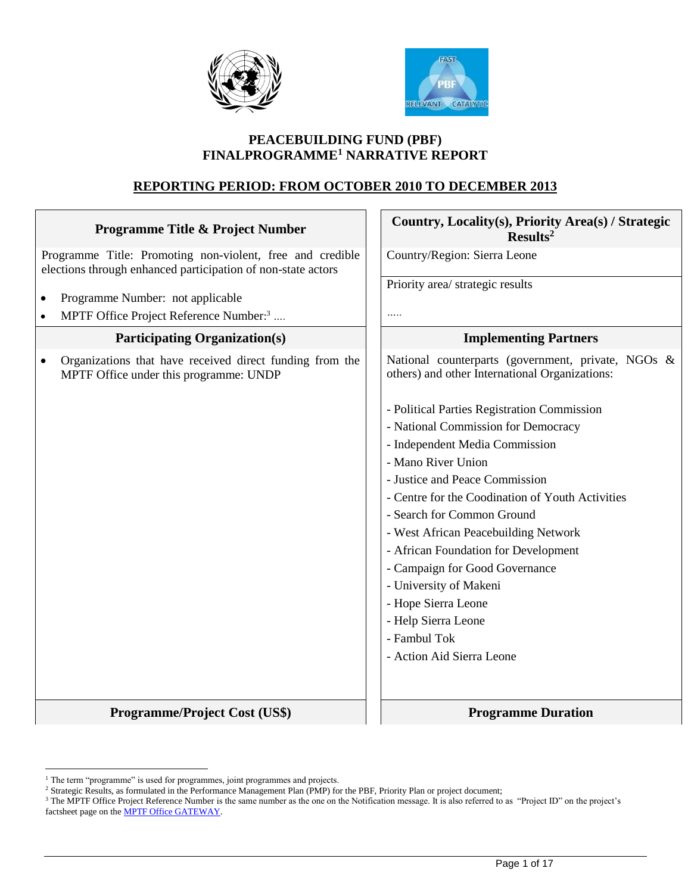# PEACEBUILDING FUND (PBF)
# FINALPROGRAMME[1] NARRATIVE REPORT

## REPORTING PERIOD: FROM OCTOBER 2010 TO DECEMBER 2013

| Programme Title & Project Number | Country, Locality(s), Priority Area(s) / Strategic Results[2] |
|---|---|
| Programme Title: Promoting non-violent, free and credible elections through enhanced participation of non-state actors<br>• Programme Number: not applicable<br>• MPTF Office Project Reference Number:[3] .... | Country/Region: Sierra Leone<br><br>Priority area/ strategic results<br><br>..... |
| **Participating Organization(s)** | **Implementing Partners** |
| • Organizations that have received direct funding from the MPTF Office under this programme: UNDP | National counterparts (government, private, NGOs & others) and other International Organizations:<br><br>- Political Parties Registration Commission<br>- National Commission for Democracy<br>- Independent Media Commission<br>- Mano River Union<br>- Justice and Peace Commission<br>- Centre for the Coodination of Youth Activities<br>- Search for Common Ground<br>- West African Peacebuilding Network<br>- African Foundation for Development<br>- Campaign for Good Governance<br>- University of Makeni<br>- Hope Sierra Leone<br>- Help Sierra Leone<br>- Fambul Tok<br>- Action Aid Sierra Leone |
| **Programme/Project Cost (US$)** | **Programme Duration** |

[1] The term "programme" is used for programmes, joint programmes and projects.
[2] Strategic Results, as formulated in the Performance Management Plan (PMP) for the PBF, Priority Plan or project document;
[3] The MPTF Office Project Reference Number is the same number as the one on the Notification message. It is also referred to as "Project ID" on the project's factsheet page on the MPTF Office GATEWAY.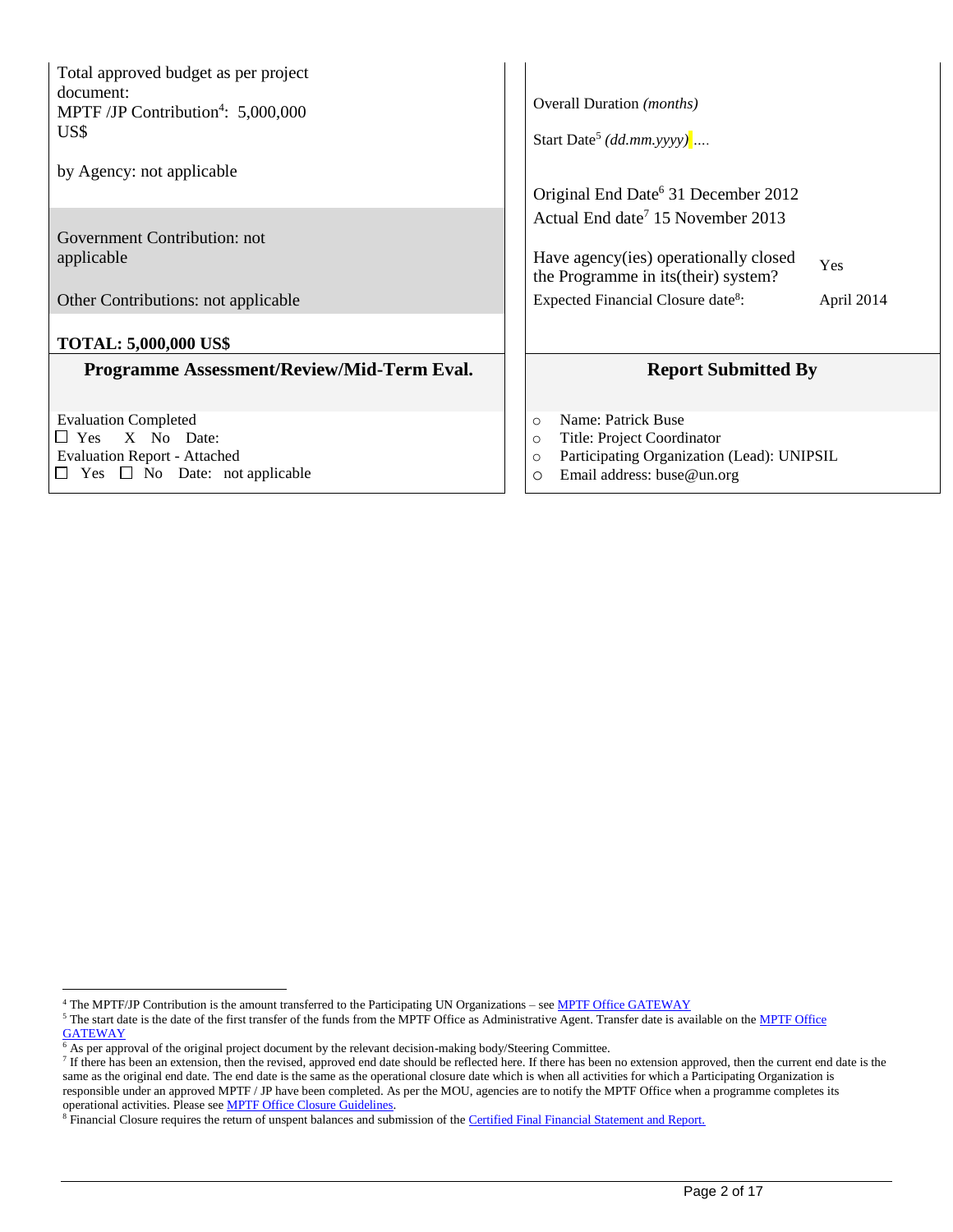| | |
|---|---|
| Total approved budget as per project document:<br>MPTF /JP Contribution[4]: 5,000,000 US$<br><br>by Agency: not applicable | Overall Duration *(months)*<br><br>Start Date[5] *(dd.mm.yyyy)* .... |
| Government Contribution: not applicable<br><br>Other Contributions: not applicable | Original End Date[6] 31 December 2012<br>Actual End date[7] 15 November 2013<br><br>Have agency(ies) operationally closed the Programme in its(their) system? Yes<br>Expected Financial Closure date[8]: April 2014 |
| **TOTAL: 5,000,000 US$** | |
| **Programme Assessment/Review/Mid-Term Eval.** | **Report Submitted By** |
| Evaluation Completed<br>☐ Yes X No Date:<br>Evaluation Report - Attached<br>☐ Yes ☐ No Date: not applicable | ○ Name: Patrick Buse<br>○ Title: Project Coordinator<br>○ Participating Organization (Lead): UNIPSIL<br>○ Email address: buse@un.org |

[4] The MPTF/JP Contribution is the amount transferred to the Participating UN Organizations – see MPTF Office GATEWAY

[5] The start date is the date of the first transfer of the funds from the MPTF Office as Administrative Agent. Transfer date is available on the MPTF Office GATEWAY

[6] As per approval of the original project document by the relevant decision-making body/Steering Committee.

[7] If there has been an extension, then the revised, approved end date should be reflected here. If there has been no extension approved, then the current end date is the same as the original end date. The end date is the same as the operational closure date which is when all activities for which a Participating Organization is responsible under an approved MPTF / JP have been completed. As per the MOU, agencies are to notify the MPTF Office when a programme completes its operational activities. Please see MPTF Office Closure Guidelines.

[8] Financial Closure requires the return of unspent balances and submission of the Certified Final Financial Statement and Report.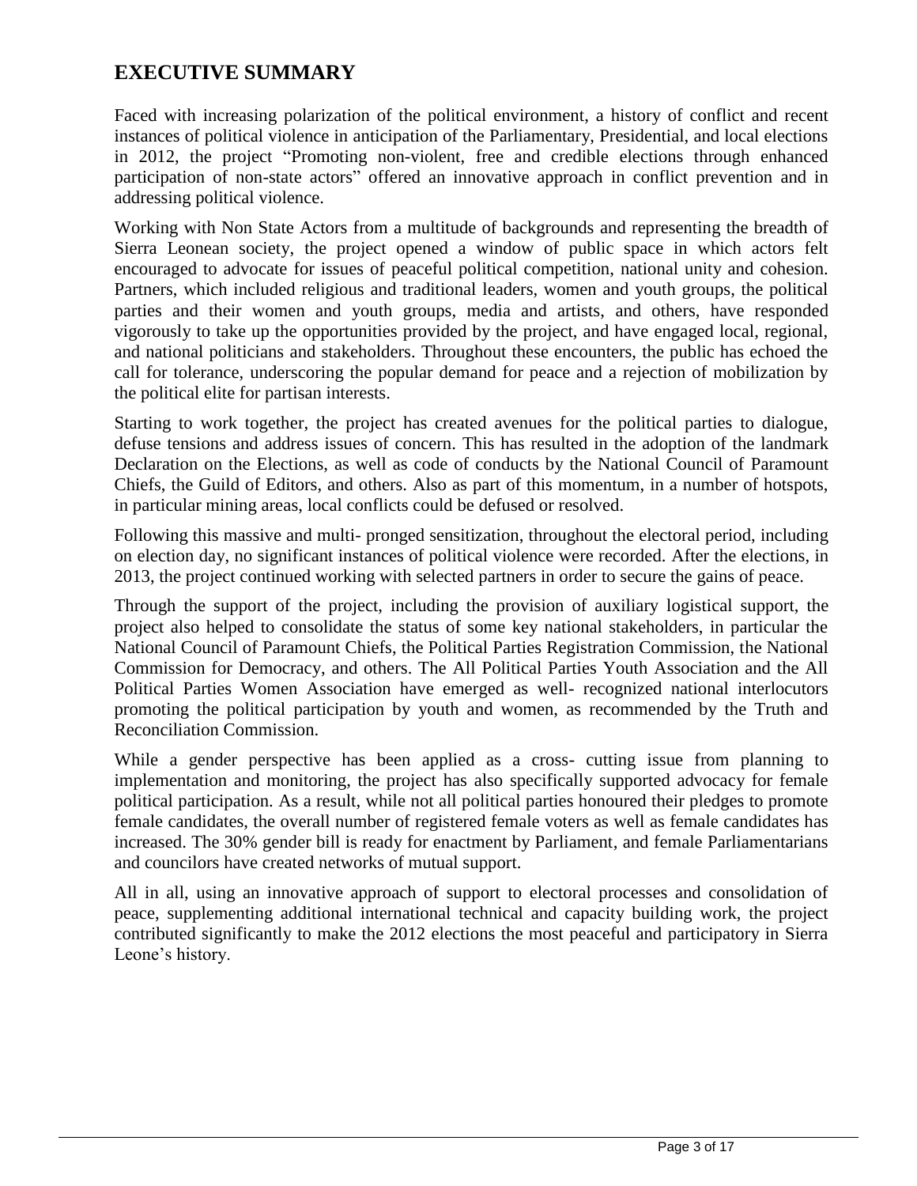## EXECUTIVE SUMMARY

Faced with increasing polarization of the political environment, a history of conflict and recent instances of political violence in anticipation of the Parliamentary, Presidential, and local elections in 2012, the project "Promoting non-violent, free and credible elections through enhanced participation of non-state actors" offered an innovative approach in conflict prevention and in addressing political violence.

Working with Non State Actors from a multitude of backgrounds and representing the breadth of Sierra Leonean society, the project opened a window of public space in which actors felt encouraged to advocate for issues of peaceful political competition, national unity and cohesion. Partners, which included religious and traditional leaders, women and youth groups, the political parties and their women and youth groups, media and artists, and others, have responded vigorously to take up the opportunities provided by the project, and have engaged local, regional, and national politicians and stakeholders. Throughout these encounters, the public has echoed the call for tolerance, underscoring the popular demand for peace and a rejection of mobilization by the political elite for partisan interests.

Starting to work together, the project has created avenues for the political parties to dialogue, defuse tensions and address issues of concern. This has resulted in the adoption of the landmark Declaration on the Elections, as well as code of conducts by the National Council of Paramount Chiefs, the Guild of Editors, and others. Also as part of this momentum, in a number of hotspots, in particular mining areas, local conflicts could be defused or resolved.

Following this massive and multi- pronged sensitization, throughout the electoral period, including on election day, no significant instances of political violence were recorded. After the elections, in 2013, the project continued working with selected partners in order to secure the gains of peace.

Through the support of the project, including the provision of auxiliary logistical support, the project also helped to consolidate the status of some key national stakeholders, in particular the National Council of Paramount Chiefs, the Political Parties Registration Commission, the National Commission for Democracy, and others. The All Political Parties Youth Association and the All Political Parties Women Association have emerged as well- recognized national interlocutors promoting the political participation by youth and women, as recommended by the Truth and Reconciliation Commission.

While a gender perspective has been applied as a cross- cutting issue from planning to implementation and monitoring, the project has also specifically supported advocacy for female political participation. As a result, while not all political parties honoured their pledges to promote female candidates, the overall number of registered female voters as well as female candidates has increased. The 30% gender bill is ready for enactment by Parliament, and female Parliamentarians and councilors have created networks of mutual support.

All in all, using an innovative approach of support to electoral processes and consolidation of peace, supplementing additional international technical and capacity building work, the project contributed significantly to make the 2012 elections the most peaceful and participatory in Sierra Leone's history.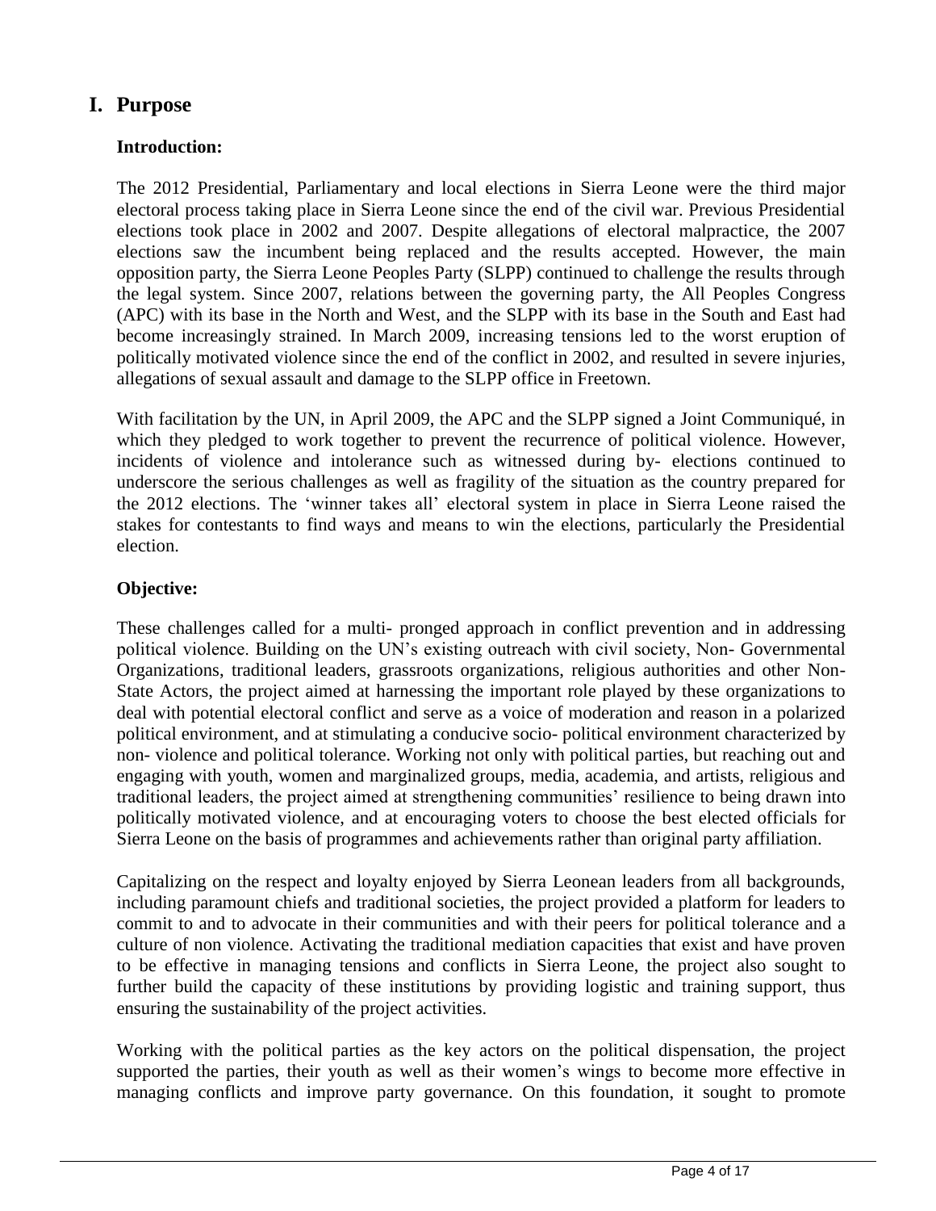# I. Purpose

**Introduction:**

The 2012 Presidential, Parliamentary and local elections in Sierra Leone were the third major electoral process taking place in Sierra Leone since the end of the civil war. Previous Presidential elections took place in 2002 and 2007. Despite allegations of electoral malpractice, the 2007 elections saw the incumbent being replaced and the results accepted. However, the main opposition party, the Sierra Leone Peoples Party (SLPP) continued to challenge the results through the legal system. Since 2007, relations between the governing party, the All Peoples Congress (APC) with its base in the North and West, and the SLPP with its base in the South and East had become increasingly strained. In March 2009, increasing tensions led to the worst eruption of politically motivated violence since the end of the conflict in 2002, and resulted in severe injuries, allegations of sexual assault and damage to the SLPP office in Freetown.

With facilitation by the UN, in April 2009, the APC and the SLPP signed a Joint Communiqué, in which they pledged to work together to prevent the recurrence of political violence. However, incidents of violence and intolerance such as witnessed during by- elections continued to underscore the serious challenges as well as fragility of the situation as the country prepared for the 2012 elections. The 'winner takes all' electoral system in place in Sierra Leone raised the stakes for contestants to find ways and means to win the elections, particularly the Presidential election.

**Objective:**

These challenges called for a multi- pronged approach in conflict prevention and in addressing political violence. Building on the UN's existing outreach with civil society, Non- Governmental Organizations, traditional leaders, grassroots organizations, religious authorities and other Non-State Actors, the project aimed at harnessing the important role played by these organizations to deal with potential electoral conflict and serve as a voice of moderation and reason in a polarized political environment, and at stimulating a conducive socio- political environment characterized by non- violence and political tolerance. Working not only with political parties, but reaching out and engaging with youth, women and marginalized groups, media, academia, and artists, religious and traditional leaders, the project aimed at strengthening communities' resilience to being drawn into politically motivated violence, and at encouraging voters to choose the best elected officials for Sierra Leone on the basis of programmes and achievements rather than original party affiliation.

Capitalizing on the respect and loyalty enjoyed by Sierra Leonean leaders from all backgrounds, including paramount chiefs and traditional societies, the project provided a platform for leaders to commit to and to advocate in their communities and with their peers for political tolerance and a culture of non violence. Activating the traditional mediation capacities that exist and have proven to be effective in managing tensions and conflicts in Sierra Leone, the project also sought to further build the capacity of these institutions by providing logistic and training support, thus ensuring the sustainability of the project activities.

Working with the political parties as the key actors on the political dispensation, the project supported the parties, their youth as well as their women's wings to become more effective in managing conflicts and improve party governance. On this foundation, it sought to promote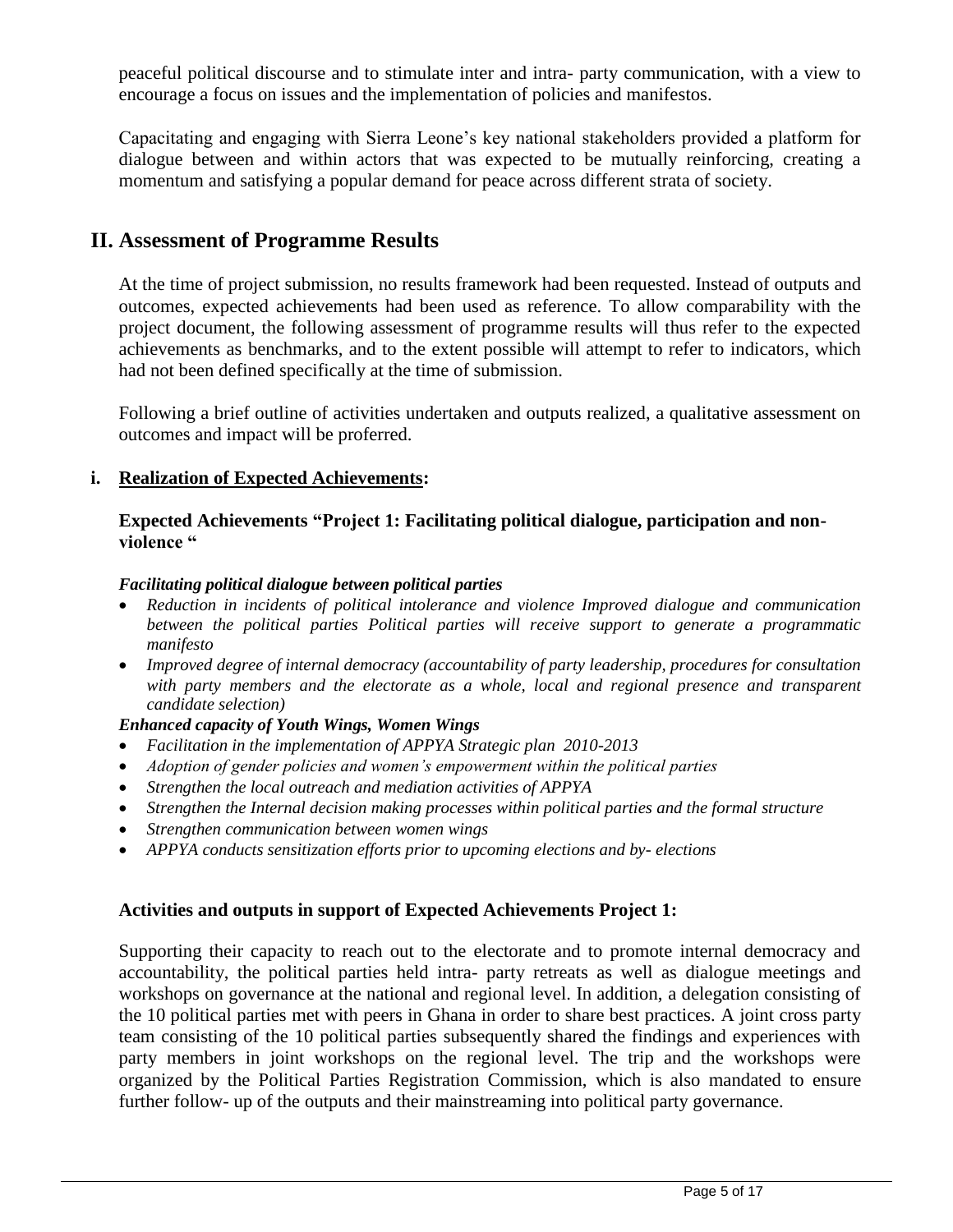peaceful political discourse and to stimulate inter and intra- party communication, with a view to encourage a focus on issues and the implementation of policies and manifestos.

Capacitating and engaging with Sierra Leone's key national stakeholders provided a platform for dialogue between and within actors that was expected to be mutually reinforcing, creating a momentum and satisfying a popular demand for peace across different strata of society.

## II. Assessment of Programme Results

At the time of project submission, no results framework had been requested. Instead of outputs and outcomes, expected achievements had been used as reference. To allow comparability with the project document, the following assessment of programme results will thus refer to the expected achievements as benchmarks, and to the extent possible will attempt to refer to indicators, which had not been defined specifically at the time of submission.

Following a brief outline of activities undertaken and outputs realized, a qualitative assessment on outcomes and impact will be proferred.

**i. <u>Realization of Expected Achievements</u>:**

**Expected Achievements "Project 1: Facilitating political dialogue, participation and non-violence "**

***Facilitating political dialogue between political parties***

- *Reduction in incidents of political intolerance and violence Improved dialogue and communication between the political parties Political parties will receive support to generate a programmatic manifesto*
- *Improved degree of internal democracy (accountability of party leadership, procedures for consultation with party members and the electorate as a whole, local and regional presence and transparent candidate selection)*

***Enhanced capacity of Youth Wings, Women Wings***

- *Facilitation in the implementation of APPYA Strategic plan 2010-2013*
- *Adoption of gender policies and women's empowerment within the political parties*
- *Strengthen the local outreach and mediation activities of APPYA*
- *Strengthen the Internal decision making processes within political parties and the formal structure*
- *Strengthen communication between women wings*
- *APPYA conducts sensitization efforts prior to upcoming elections and by- elections*

**Activities and outputs in support of Expected Achievements Project 1:**

Supporting their capacity to reach out to the electorate and to promote internal democracy and accountability, the political parties held intra- party retreats as well as dialogue meetings and workshops on governance at the national and regional level. In addition, a delegation consisting of the 10 political parties met with peers in Ghana in order to share best practices. A joint cross party team consisting of the 10 political parties subsequently shared the findings and experiences with party members in joint workshops on the regional level. The trip and the workshops were organized by the Political Parties Registration Commission, which is also mandated to ensure further follow- up of the outputs and their mainstreaming into political party governance.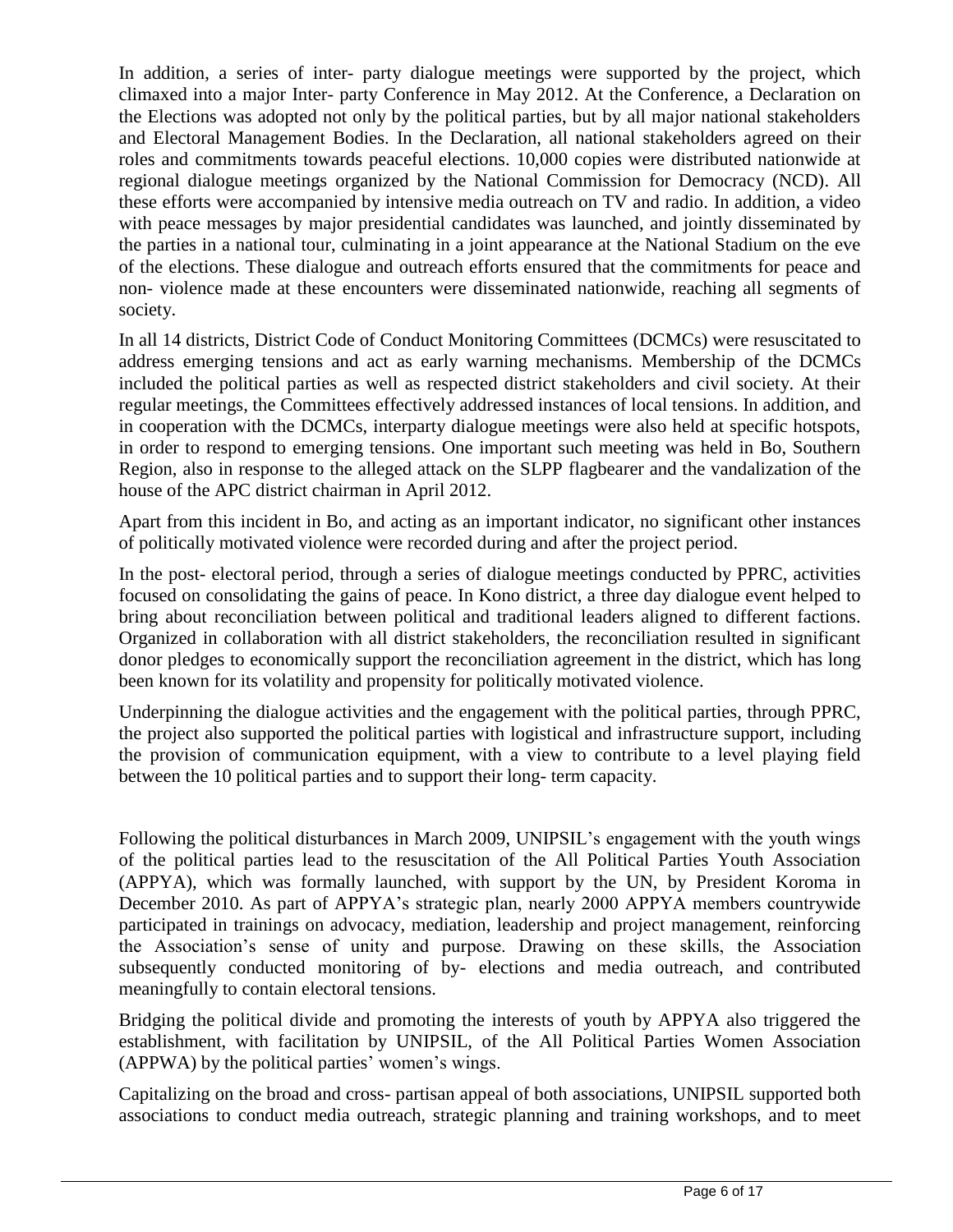In addition, a series of inter- party dialogue meetings were supported by the project, which climaxed into a major Inter- party Conference in May 2012. At the Conference, a Declaration on the Elections was adopted not only by the political parties, but by all major national stakeholders and Electoral Management Bodies. In the Declaration, all national stakeholders agreed on their roles and commitments towards peaceful elections. 10,000 copies were distributed nationwide at regional dialogue meetings organized by the National Commission for Democracy (NCD). All these efforts were accompanied by intensive media outreach on TV and radio. In addition, a video with peace messages by major presidential candidates was launched, and jointly disseminated by the parties in a national tour, culminating in a joint appearance at the National Stadium on the eve of the elections. These dialogue and outreach efforts ensured that the commitments for peace and non- violence made at these encounters were disseminated nationwide, reaching all segments of society.

In all 14 districts, District Code of Conduct Monitoring Committees (DCMCs) were resuscitated to address emerging tensions and act as early warning mechanisms. Membership of the DCMCs included the political parties as well as respected district stakeholders and civil society. At their regular meetings, the Committees effectively addressed instances of local tensions. In addition, and in cooperation with the DCMCs, interparty dialogue meetings were also held at specific hotspots, in order to respond to emerging tensions. One important such meeting was held in Bo, Southern Region, also in response to the alleged attack on the SLPP flagbearer and the vandalization of the house of the APC district chairman in April 2012.

Apart from this incident in Bo, and acting as an important indicator, no significant other instances of politically motivated violence were recorded during and after the project period.

In the post- electoral period, through a series of dialogue meetings conducted by PPRC, activities focused on consolidating the gains of peace. In Kono district, a three day dialogue event helped to bring about reconciliation between political and traditional leaders aligned to different factions. Organized in collaboration with all district stakeholders, the reconciliation resulted in significant donor pledges to economically support the reconciliation agreement in the district, which has long been known for its volatility and propensity for politically motivated violence.

Underpinning the dialogue activities and the engagement with the political parties, through PPRC, the project also supported the political parties with logistical and infrastructure support, including the provision of communication equipment, with a view to contribute to a level playing field between the 10 political parties and to support their long- term capacity.

Following the political disturbances in March 2009, UNIPSIL's engagement with the youth wings of the political parties lead to the resuscitation of the All Political Parties Youth Association (APPYA), which was formally launched, with support by the UN, by President Koroma in December 2010. As part of APPYA's strategic plan, nearly 2000 APPYA members countrywide participated in trainings on advocacy, mediation, leadership and project management, reinforcing the Association's sense of unity and purpose. Drawing on these skills, the Association subsequently conducted monitoring of by- elections and media outreach, and contributed meaningfully to contain electoral tensions.

Bridging the political divide and promoting the interests of youth by APPYA also triggered the establishment, with facilitation by UNIPSIL, of the All Political Parties Women Association (APPWA) by the political parties' women's wings.

Capitalizing on the broad and cross- partisan appeal of both associations, UNIPSIL supported both associations to conduct media outreach, strategic planning and training workshops, and to meet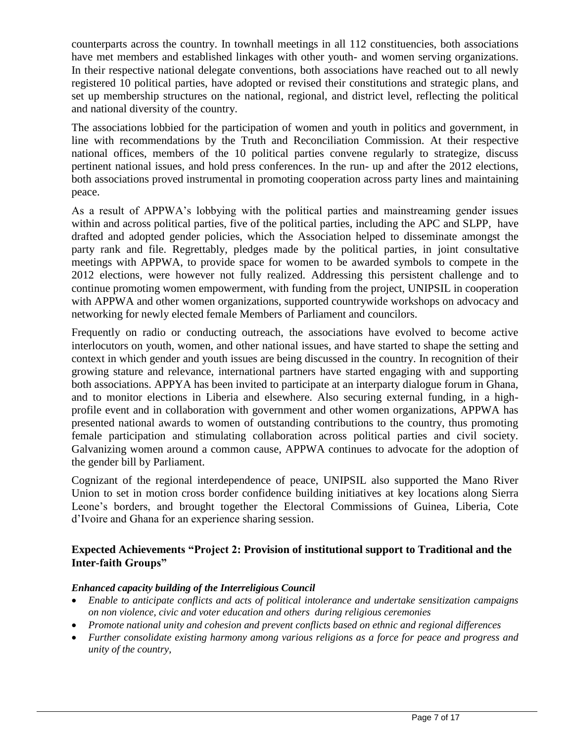counterparts across the country. In townhall meetings in all 112 constituencies, both associations have met members and established linkages with other youth- and women serving organizations. In their respective national delegate conventions, both associations have reached out to all newly registered 10 political parties, have adopted or revised their constitutions and strategic plans, and set up membership structures on the national, regional, and district level, reflecting the political and national diversity of the country.

The associations lobbied for the participation of women and youth in politics and government, in line with recommendations by the Truth and Reconciliation Commission. At their respective national offices, members of the 10 political parties convene regularly to strategize, discuss pertinent national issues, and hold press conferences. In the run- up and after the 2012 elections, both associations proved instrumental in promoting cooperation across party lines and maintaining peace.

As a result of APPWA's lobbying with the political parties and mainstreaming gender issues within and across political parties, five of the political parties, including the APC and SLPP, have drafted and adopted gender policies, which the Association helped to disseminate amongst the party rank and file. Regrettably, pledges made by the political parties, in joint consultative meetings with APPWA, to provide space for women to be awarded symbols to compete in the 2012 elections, were however not fully realized. Addressing this persistent challenge and to continue promoting women empowerment, with funding from the project, UNIPSIL in cooperation with APPWA and other women organizations, supported countrywide workshops on advocacy and networking for newly elected female Members of Parliament and councilors.

Frequently on radio or conducting outreach, the associations have evolved to become active interlocutors on youth, women, and other national issues, and have started to shape the setting and context in which gender and youth issues are being discussed in the country. In recognition of their growing stature and relevance, international partners have started engaging with and supporting both associations. APPYA has been invited to participate at an interparty dialogue forum in Ghana, and to monitor elections in Liberia and elsewhere. Also securing external funding, in a high-profile event and in collaboration with government and other women organizations, APPWA has presented national awards to women of outstanding contributions to the country, thus promoting female participation and stimulating collaboration across political parties and civil society. Galvanizing women around a common cause, APPWA continues to advocate for the adoption of the gender bill by Parliament.

Cognizant of the regional interdependence of peace, UNIPSIL also supported the Mano River Union to set in motion cross border confidence building initiatives at key locations along Sierra Leone's borders, and brought together the Electoral Commissions of Guinea, Liberia, Cote d'Ivoire and Ghana for an experience sharing session.

### Expected Achievements "Project 2: Provision of institutional support to Traditional and the Inter-faith Groups"

***Enhanced capacity building of the Interreligious Council***

- *Enable to anticipate conflicts and acts of political intolerance and undertake sensitization campaigns on non violence, civic and voter education and others during religious ceremonies*
- *Promote national unity and cohesion and prevent conflicts based on ethnic and regional differences*
- *Further consolidate existing harmony among various religions as a force for peace and progress and unity of the country,*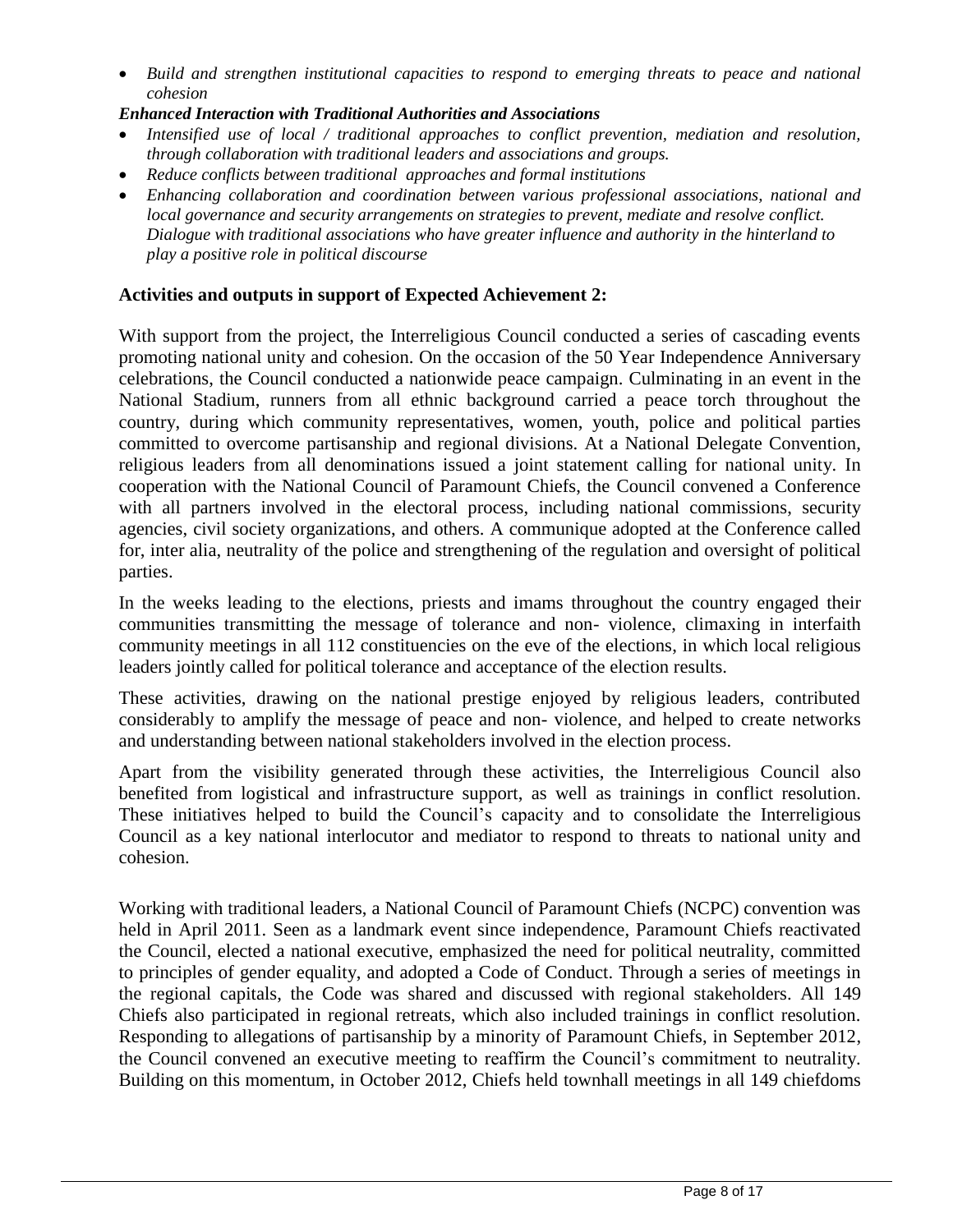- *Build and strengthen institutional capacities to respond to emerging threats to peace and national cohesion*

***Enhanced Interaction with Traditional Authorities and Associations***

- *Intensified use of local / traditional approaches to conflict prevention, mediation and resolution, through collaboration with traditional leaders and associations and groups.*
- *Reduce conflicts between traditional approaches and formal institutions*
- *Enhancing collaboration and coordination between various professional associations, national and local governance and security arrangements on strategies to prevent, mediate and resolve conflict. Dialogue with traditional associations who have greater influence and authority in the hinterland to play a positive role in political discourse*

**Activities and outputs in support of Expected Achievement 2:**

With support from the project, the Interreligious Council conducted a series of cascading events promoting national unity and cohesion. On the occasion of the 50 Year Independence Anniversary celebrations, the Council conducted a nationwide peace campaign. Culminating in an event in the National Stadium, runners from all ethnic background carried a peace torch throughout the country, during which community representatives, women, youth, police and political parties committed to overcome partisanship and regional divisions. At a National Delegate Convention, religious leaders from all denominations issued a joint statement calling for national unity. In cooperation with the National Council of Paramount Chiefs, the Council convened a Conference with all partners involved in the electoral process, including national commissions, security agencies, civil society organizations, and others. A communique adopted at the Conference called for, inter alia, neutrality of the police and strengthening of the regulation and oversight of political parties.

In the weeks leading to the elections, priests and imams throughout the country engaged their communities transmitting the message of tolerance and non- violence, climaxing in interfaith community meetings in all 112 constituencies on the eve of the elections, in which local religious leaders jointly called for political tolerance and acceptance of the election results.

These activities, drawing on the national prestige enjoyed by religious leaders, contributed considerably to amplify the message of peace and non- violence, and helped to create networks and understanding between national stakeholders involved in the election process.

Apart from the visibility generated through these activities, the Interreligious Council also benefited from logistical and infrastructure support, as well as trainings in conflict resolution. These initiatives helped to build the Council's capacity and to consolidate the Interreligious Council as a key national interlocutor and mediator to respond to threats to national unity and cohesion.

Working with traditional leaders, a National Council of Paramount Chiefs (NCPC) convention was held in April 2011. Seen as a landmark event since independence, Paramount Chiefs reactivated the Council, elected a national executive, emphasized the need for political neutrality, committed to principles of gender equality, and adopted a Code of Conduct. Through a series of meetings in the regional capitals, the Code was shared and discussed with regional stakeholders. All 149 Chiefs also participated in regional retreats, which also included trainings in conflict resolution. Responding to allegations of partisanship by a minority of Paramount Chiefs, in September 2012, the Council convened an executive meeting to reaffirm the Council's commitment to neutrality. Building on this momentum, in October 2012, Chiefs held townhall meetings in all 149 chiefdoms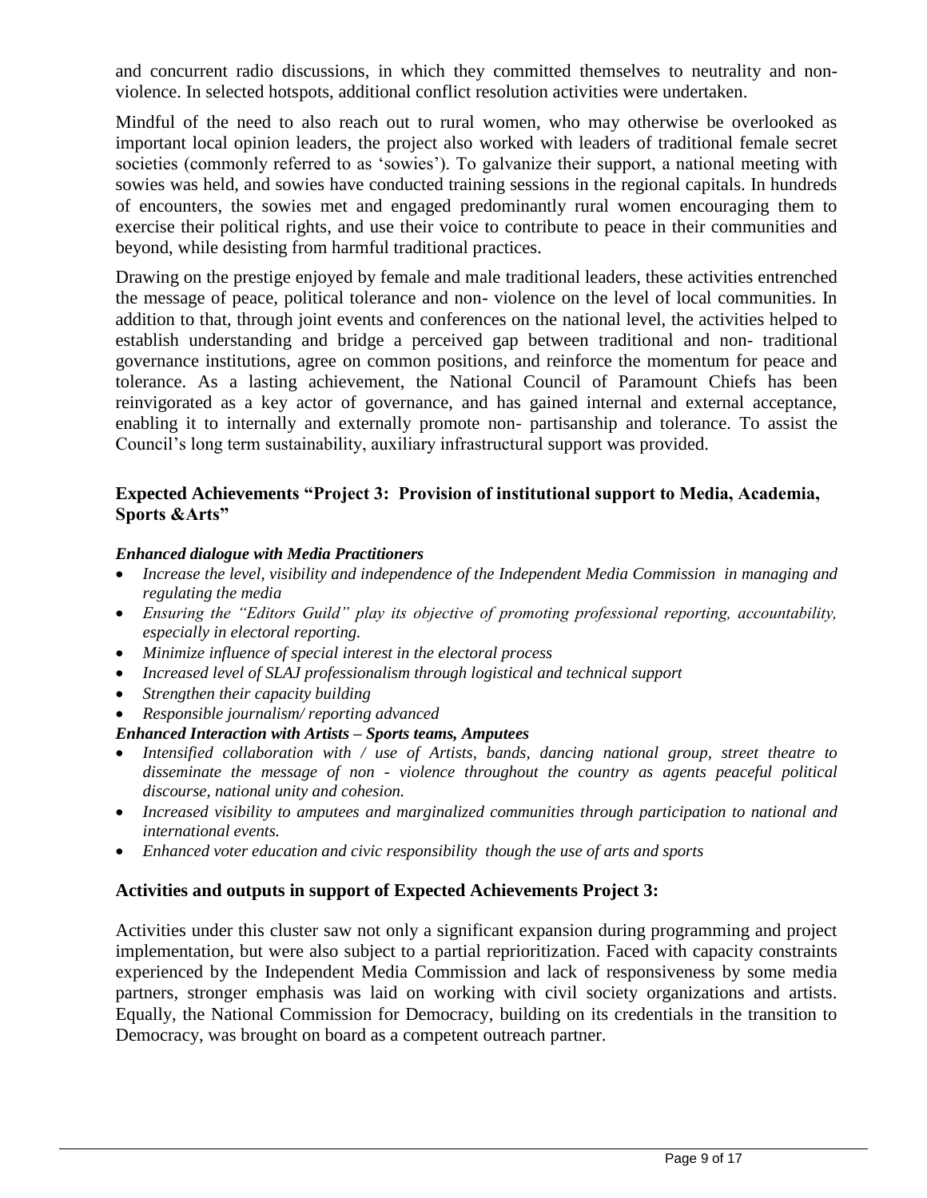and concurrent radio discussions, in which they committed themselves to neutrality and non-violence. In selected hotspots, additional conflict resolution activities were undertaken.

Mindful of the need to also reach out to rural women, who may otherwise be overlooked as important local opinion leaders, the project also worked with leaders of traditional female secret societies (commonly referred to as 'sowies'). To galvanize their support, a national meeting with sowies was held, and sowies have conducted training sessions in the regional capitals. In hundreds of encounters, the sowies met and engaged predominantly rural women encouraging them to exercise their political rights, and use their voice to contribute to peace in their communities and beyond, while desisting from harmful traditional practices.

Drawing on the prestige enjoyed by female and male traditional leaders, these activities entrenched the message of peace, political tolerance and non- violence on the level of local communities. In addition to that, through joint events and conferences on the national level, the activities helped to establish understanding and bridge a perceived gap between traditional and non- traditional governance institutions, agree on common positions, and reinforce the momentum for peace and tolerance. As a lasting achievement, the National Council of Paramount Chiefs has been reinvigorated as a key actor of governance, and has gained internal and external acceptance, enabling it to internally and externally promote non- partisanship and tolerance. To assist the Council's long term sustainability, auxiliary infrastructural support was provided.

### Expected Achievements "Project 3: Provision of institutional support to Media, Academia, Sports &Arts"

***Enhanced dialogue with Media Practitioners***

- *Increase the level, visibility and independence of the Independent Media Commission in managing and regulating the media*
- *Ensuring the "Editors Guild" play its objective of promoting professional reporting, accountability, especially in electoral reporting.*
- *Minimize influence of special interest in the electoral process*
- *Increased level of SLAJ professionalism through logistical and technical support*
- *Strengthen their capacity building*
- *Responsible journalism/ reporting advanced*

***Enhanced Interaction with Artists – Sports teams, Amputees***

- *Intensified collaboration with / use of Artists, bands, dancing national group, street theatre to disseminate the message of non - violence throughout the country as agents peaceful political discourse, national unity and cohesion.*
- *Increased visibility to amputees and marginalized communities through participation to national and international events.*
- *Enhanced voter education and civic responsibility though the use of arts and sports*

### Activities and outputs in support of Expected Achievements Project 3:

Activities under this cluster saw not only a significant expansion during programming and project implementation, but were also subject to a partial reprioritization. Faced with capacity constraints experienced by the Independent Media Commission and lack of responsiveness by some media partners, stronger emphasis was laid on working with civil society organizations and artists. Equally, the National Commission for Democracy, building on its credentials in the transition to Democracy, was brought on board as a competent outreach partner.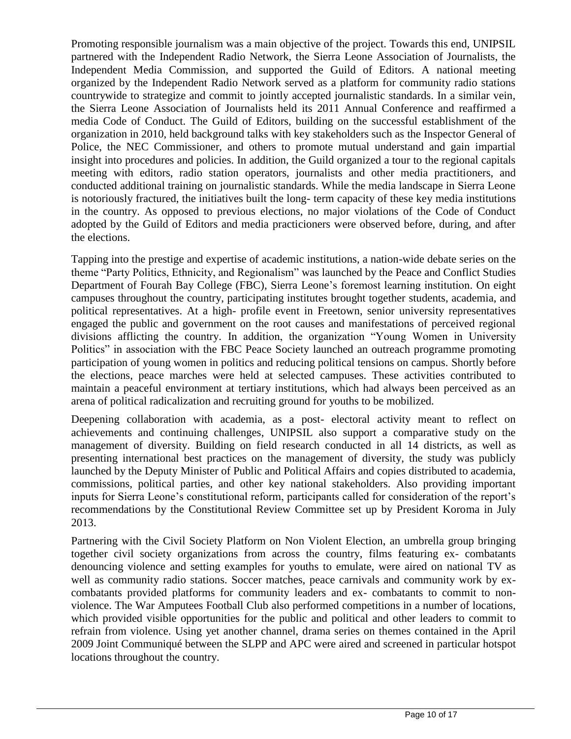Promoting responsible journalism was a main objective of the project. Towards this end, UNIPSIL partnered with the Independent Radio Network, the Sierra Leone Association of Journalists, the Independent Media Commission, and supported the Guild of Editors. A national meeting organized by the Independent Radio Network served as a platform for community radio stations countrywide to strategize and commit to jointly accepted journalistic standards. In a similar vein, the Sierra Leone Association of Journalists held its 2011 Annual Conference and reaffirmed a media Code of Conduct. The Guild of Editors, building on the successful establishment of the organization in 2010, held background talks with key stakeholders such as the Inspector General of Police, the NEC Commissioner, and others to promote mutual understand and gain impartial insight into procedures and policies. In addition, the Guild organized a tour to the regional capitals meeting with editors, radio station operators, journalists and other media practitioners, and conducted additional training on journalistic standards. While the media landscape in Sierra Leone is notoriously fractured, the initiatives built the long- term capacity of these key media institutions in the country. As opposed to previous elections, no major violations of the Code of Conduct adopted by the Guild of Editors and media practicioners were observed before, during, and after the elections.

Tapping into the prestige and expertise of academic institutions, a nation-wide debate series on the theme "Party Politics, Ethnicity, and Regionalism" was launched by the Peace and Conflict Studies Department of Fourah Bay College (FBC), Sierra Leone's foremost learning institution. On eight campuses throughout the country, participating institutes brought together students, academia, and political representatives. At a high- profile event in Freetown, senior university representatives engaged the public and government on the root causes and manifestations of perceived regional divisions afflicting the country. In addition, the organization "Young Women in University Politics" in association with the FBC Peace Society launched an outreach programme promoting participation of young women in politics and reducing political tensions on campus. Shortly before the elections, peace marches were held at selected campuses. These activities contributed to maintain a peaceful environment at tertiary institutions, which had always been perceived as an arena of political radicalization and recruiting ground for youths to be mobilized.

Deepening collaboration with academia, as a post- electoral activity meant to reflect on achievements and continuing challenges, UNIPSIL also support a comparative study on the management of diversity. Building on field research conducted in all 14 districts, as well as presenting international best practices on the management of diversity, the study was publicly launched by the Deputy Minister of Public and Political Affairs and copies distributed to academia, commissions, political parties, and other key national stakeholders. Also providing important inputs for Sierra Leone's constitutional reform, participants called for consideration of the report's recommendations by the Constitutional Review Committee set up by President Koroma in July 2013.

Partnering with the Civil Society Platform on Non Violent Election, an umbrella group bringing together civil society organizations from across the country, films featuring ex- combatants denouncing violence and setting examples for youths to emulate, were aired on national TV as well as community radio stations. Soccer matches, peace carnivals and community work by ex-combatants provided platforms for community leaders and ex- combatants to commit to non-violence. The War Amputees Football Club also performed competitions in a number of locations, which provided visible opportunities for the public and political and other leaders to commit to refrain from violence. Using yet another channel, drama series on themes contained in the April 2009 Joint Communiqué between the SLPP and APC were aired and screened in particular hotspot locations throughout the country.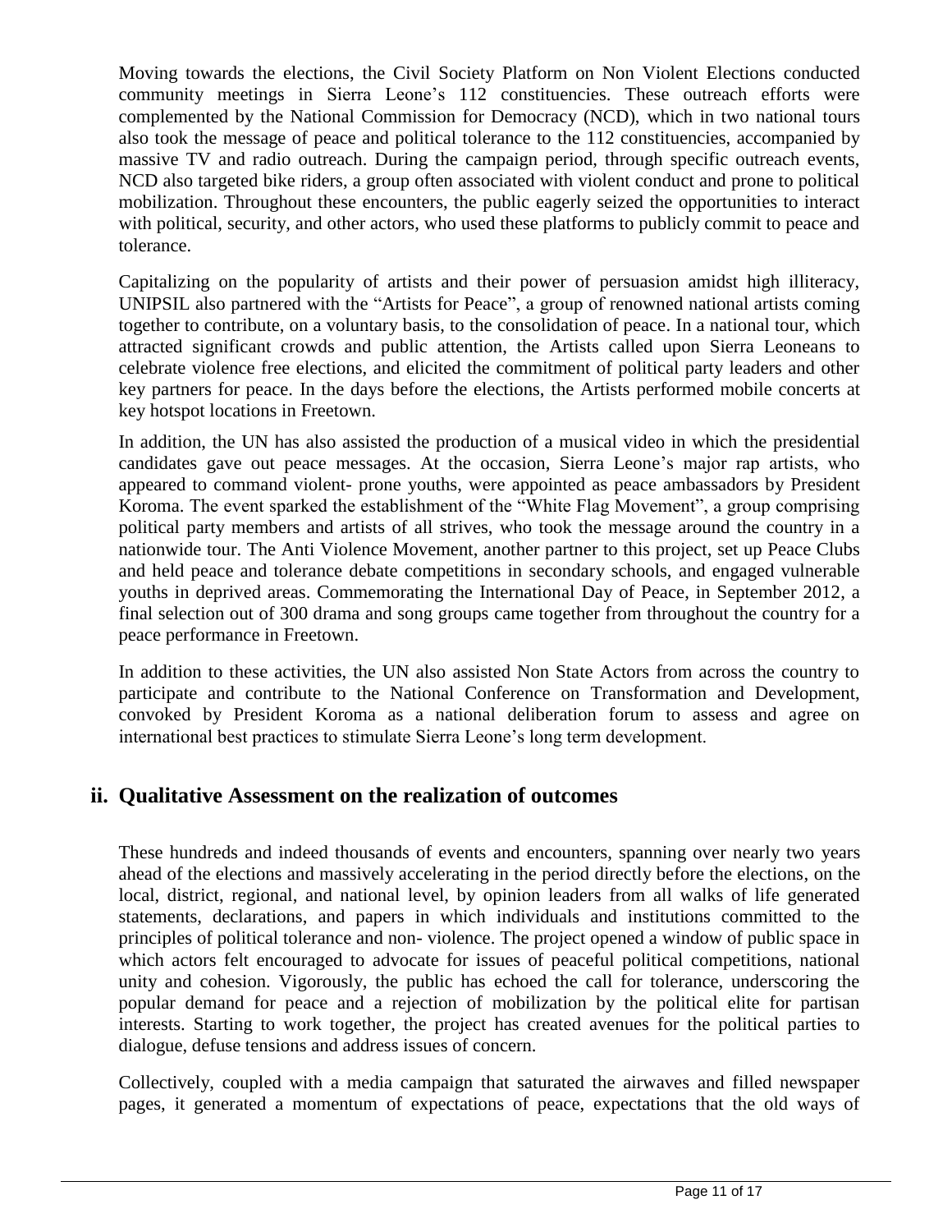Moving towards the elections, the Civil Society Platform on Non Violent Elections conducted community meetings in Sierra Leone's 112 constituencies. These outreach efforts were complemented by the National Commission for Democracy (NCD), which in two national tours also took the message of peace and political tolerance to the 112 constituencies, accompanied by massive TV and radio outreach. During the campaign period, through specific outreach events, NCD also targeted bike riders, a group often associated with violent conduct and prone to political mobilization. Throughout these encounters, the public eagerly seized the opportunities to interact with political, security, and other actors, who used these platforms to publicly commit to peace and tolerance.

Capitalizing on the popularity of artists and their power of persuasion amidst high illiteracy, UNIPSIL also partnered with the "Artists for Peace", a group of renowned national artists coming together to contribute, on a voluntary basis, to the consolidation of peace. In a national tour, which attracted significant crowds and public attention, the Artists called upon Sierra Leoneans to celebrate violence free elections, and elicited the commitment of political party leaders and other key partners for peace. In the days before the elections, the Artists performed mobile concerts at key hotspot locations in Freetown.

In addition, the UN has also assisted the production of a musical video in which the presidential candidates gave out peace messages. At the occasion, Sierra Leone's major rap artists, who appeared to command violent- prone youths, were appointed as peace ambassadors by President Koroma. The event sparked the establishment of the "White Flag Movement", a group comprising political party members and artists of all strives, who took the message around the country in a nationwide tour. The Anti Violence Movement, another partner to this project, set up Peace Clubs and held peace and tolerance debate competitions in secondary schools, and engaged vulnerable youths in deprived areas. Commemorating the International Day of Peace, in September 2012, a final selection out of 300 drama and song groups came together from throughout the country for a peace performance in Freetown.

In addition to these activities, the UN also assisted Non State Actors from across the country to participate and contribute to the National Conference on Transformation and Development, convoked by President Koroma as a national deliberation forum to assess and agree on international best practices to stimulate Sierra Leone's long term development.

## ii. Qualitative Assessment on the realization of outcomes

These hundreds and indeed thousands of events and encounters, spanning over nearly two years ahead of the elections and massively accelerating in the period directly before the elections, on the local, district, regional, and national level, by opinion leaders from all walks of life generated statements, declarations, and papers in which individuals and institutions committed to the principles of political tolerance and non- violence. The project opened a window of public space in which actors felt encouraged to advocate for issues of peaceful political competitions, national unity and cohesion. Vigorously, the public has echoed the call for tolerance, underscoring the popular demand for peace and a rejection of mobilization by the political elite for partisan interests. Starting to work together, the project has created avenues for the political parties to dialogue, defuse tensions and address issues of concern.

Collectively, coupled with a media campaign that saturated the airwaves and filled newspaper pages, it generated a momentum of expectations of peace, expectations that the old ways of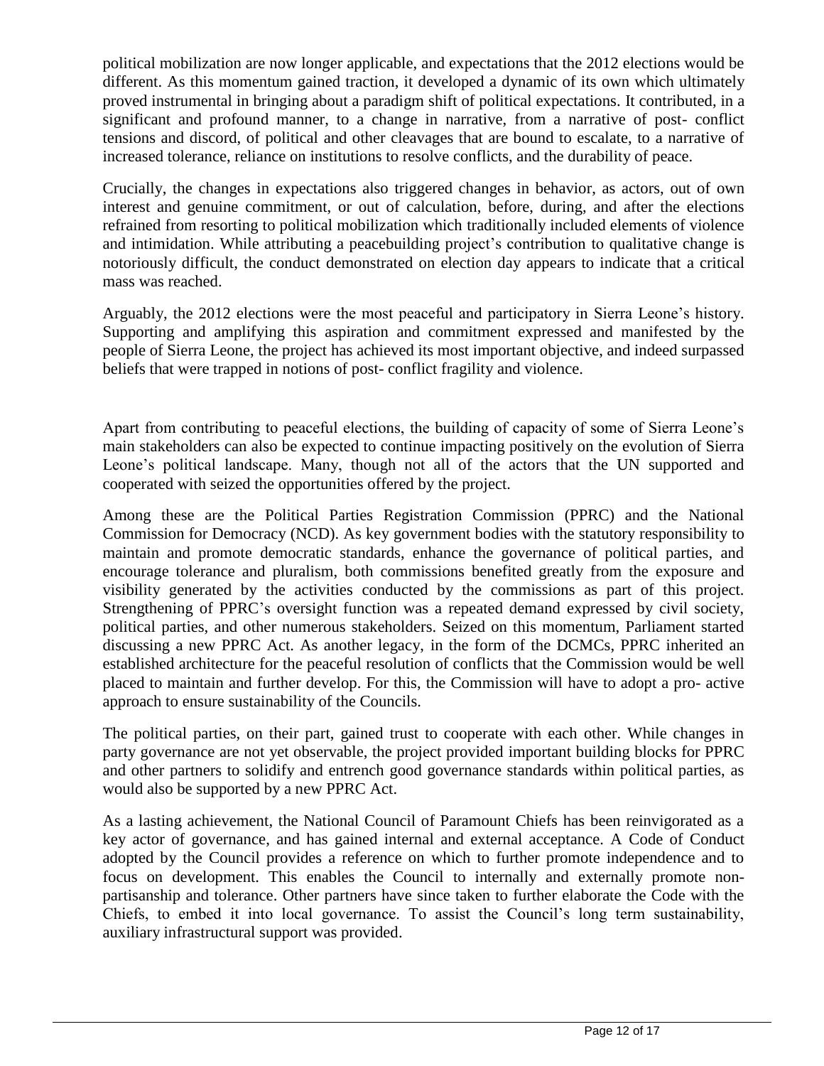political mobilization are now longer applicable, and expectations that the 2012 elections would be different. As this momentum gained traction, it developed a dynamic of its own which ultimately proved instrumental in bringing about a paradigm shift of political expectations. It contributed, in a significant and profound manner, to a change in narrative, from a narrative of post- conflict tensions and discord, of political and other cleavages that are bound to escalate, to a narrative of increased tolerance, reliance on institutions to resolve conflicts, and the durability of peace.

Crucially, the changes in expectations also triggered changes in behavior, as actors, out of own interest and genuine commitment, or out of calculation, before, during, and after the elections refrained from resorting to political mobilization which traditionally included elements of violence and intimidation. While attributing a peacebuilding project's contribution to qualitative change is notoriously difficult, the conduct demonstrated on election day appears to indicate that a critical mass was reached.

Arguably, the 2012 elections were the most peaceful and participatory in Sierra Leone's history. Supporting and amplifying this aspiration and commitment expressed and manifested by the people of Sierra Leone, the project has achieved its most important objective, and indeed surpassed beliefs that were trapped in notions of post- conflict fragility and violence.

Apart from contributing to peaceful elections, the building of capacity of some of Sierra Leone's main stakeholders can also be expected to continue impacting positively on the evolution of Sierra Leone's political landscape. Many, though not all of the actors that the UN supported and cooperated with seized the opportunities offered by the project.

Among these are the Political Parties Registration Commission (PPRC) and the National Commission for Democracy (NCD). As key government bodies with the statutory responsibility to maintain and promote democratic standards, enhance the governance of political parties, and encourage tolerance and pluralism, both commissions benefited greatly from the exposure and visibility generated by the activities conducted by the commissions as part of this project. Strengthening of PPRC's oversight function was a repeated demand expressed by civil society, political parties, and other numerous stakeholders. Seized on this momentum, Parliament started discussing a new PPRC Act. As another legacy, in the form of the DCMCs, PPRC inherited an established architecture for the peaceful resolution of conflicts that the Commission would be well placed to maintain and further develop. For this, the Commission will have to adopt a pro- active approach to ensure sustainability of the Councils.

The political parties, on their part, gained trust to cooperate with each other. While changes in party governance are not yet observable, the project provided important building blocks for PPRC and other partners to solidify and entrench good governance standards within political parties, as would also be supported by a new PPRC Act.

As a lasting achievement, the National Council of Paramount Chiefs has been reinvigorated as a key actor of governance, and has gained internal and external acceptance. A Code of Conduct adopted by the Council provides a reference on which to further promote independence and to focus on development. This enables the Council to internally and externally promote non-partisanship and tolerance. Other partners have since taken to further elaborate the Code with the Chiefs, to embed it into local governance. To assist the Council's long term sustainability, auxiliary infrastructural support was provided.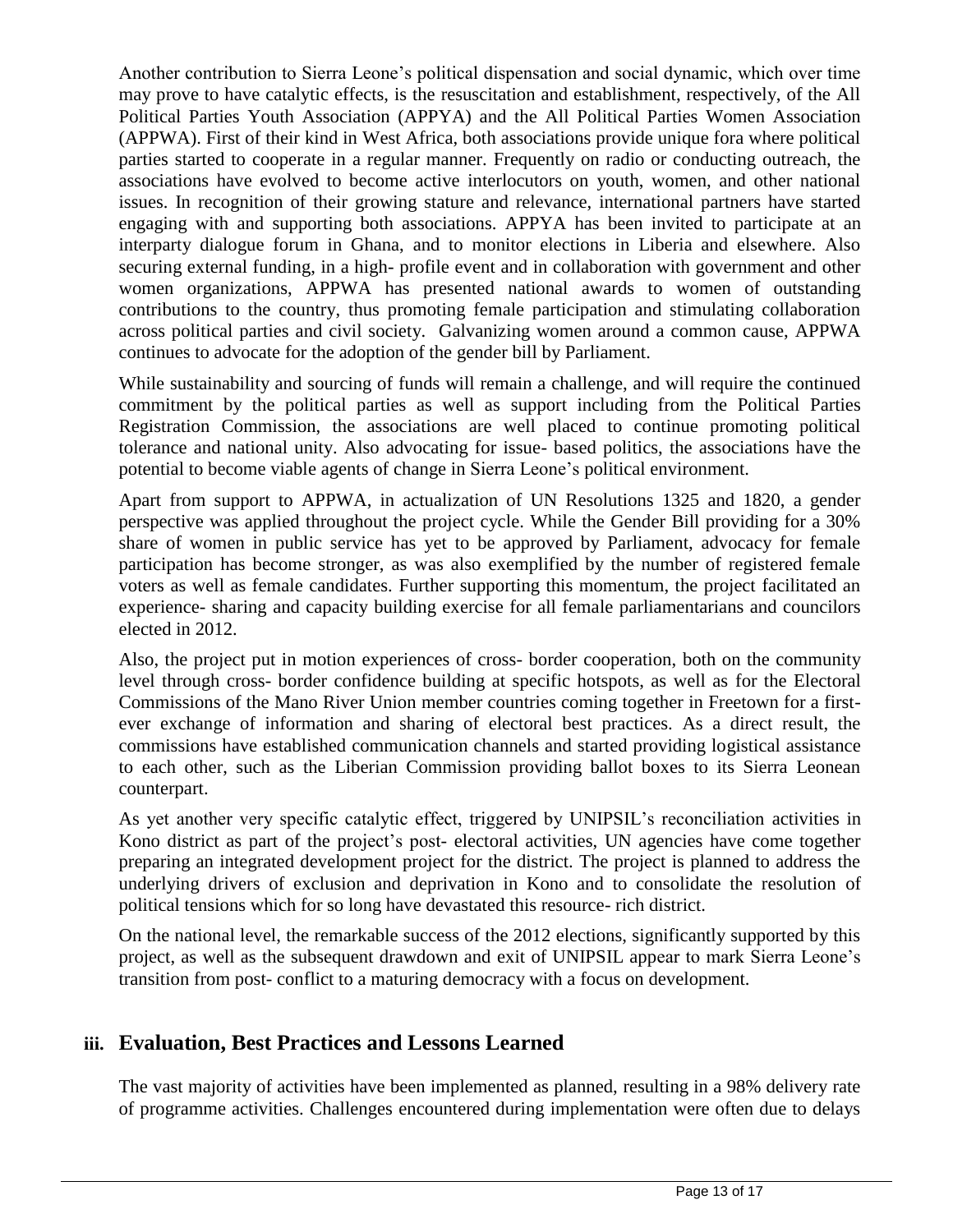Another contribution to Sierra Leone's political dispensation and social dynamic, which over time may prove to have catalytic effects, is the resuscitation and establishment, respectively, of the All Political Parties Youth Association (APPYA) and the All Political Parties Women Association (APPWA). First of their kind in West Africa, both associations provide unique fora where political parties started to cooperate in a regular manner. Frequently on radio or conducting outreach, the associations have evolved to become active interlocutors on youth, women, and other national issues. In recognition of their growing stature and relevance, international partners have started engaging with and supporting both associations. APPYA has been invited to participate at an interparty dialogue forum in Ghana, and to monitor elections in Liberia and elsewhere. Also securing external funding, in a high- profile event and in collaboration with government and other women organizations, APPWA has presented national awards to women of outstanding contributions to the country, thus promoting female participation and stimulating collaboration across political parties and civil society. Galvanizing women around a common cause, APPWA continues to advocate for the adoption of the gender bill by Parliament.

While sustainability and sourcing of funds will remain a challenge, and will require the continued commitment by the political parties as well as support including from the Political Parties Registration Commission, the associations are well placed to continue promoting political tolerance and national unity. Also advocating for issue- based politics, the associations have the potential to become viable agents of change in Sierra Leone's political environment.

Apart from support to APPWA, in actualization of UN Resolutions 1325 and 1820, a gender perspective was applied throughout the project cycle. While the Gender Bill providing for a 30% share of women in public service has yet to be approved by Parliament, advocacy for female participation has become stronger, as was also exemplified by the number of registered female voters as well as female candidates. Further supporting this momentum, the project facilitated an experience- sharing and capacity building exercise for all female parliamentarians and councilors elected in 2012.

Also, the project put in motion experiences of cross- border cooperation, both on the community level through cross- border confidence building at specific hotspots, as well as for the Electoral Commissions of the Mano River Union member countries coming together in Freetown for a first-ever exchange of information and sharing of electoral best practices. As a direct result, the commissions have established communication channels and started providing logistical assistance to each other, such as the Liberian Commission providing ballot boxes to its Sierra Leonean counterpart.

As yet another very specific catalytic effect, triggered by UNIPSIL's reconciliation activities in Kono district as part of the project's post- electoral activities, UN agencies have come together preparing an integrated development project for the district. The project is planned to address the underlying drivers of exclusion and deprivation in Kono and to consolidate the resolution of political tensions which for so long have devastated this resource- rich district.

On the national level, the remarkable success of the 2012 elections, significantly supported by this project, as well as the subsequent drawdown and exit of UNIPSIL appear to mark Sierra Leone's transition from post- conflict to a maturing democracy with a focus on development.

### iii. Evaluation, Best Practices and Lessons Learned

The vast majority of activities have been implemented as planned, resulting in a 98% delivery rate of programme activities. Challenges encountered during implementation were often due to delays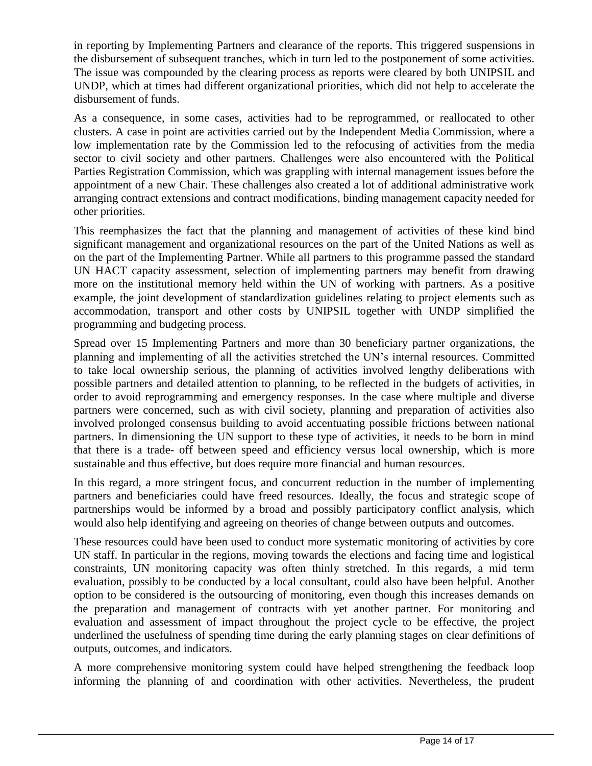in reporting by Implementing Partners and clearance of the reports. This triggered suspensions in the disbursement of subsequent tranches, which in turn led to the postponement of some activities. The issue was compounded by the clearing process as reports were cleared by both UNIPSIL and UNDP, which at times had different organizational priorities, which did not help to accelerate the disbursement of funds.

As a consequence, in some cases, activities had to be reprogrammed, or reallocated to other clusters. A case in point are activities carried out by the Independent Media Commission, where a low implementation rate by the Commission led to the refocusing of activities from the media sector to civil society and other partners. Challenges were also encountered with the Political Parties Registration Commission, which was grappling with internal management issues before the appointment of a new Chair. These challenges also created a lot of additional administrative work arranging contract extensions and contract modifications, binding management capacity needed for other priorities.

This reemphasizes the fact that the planning and management of activities of these kind bind significant management and organizational resources on the part of the United Nations as well as on the part of the Implementing Partner. While all partners to this programme passed the standard UN HACT capacity assessment, selection of implementing partners may benefit from drawing more on the institutional memory held within the UN of working with partners. As a positive example, the joint development of standardization guidelines relating to project elements such as accommodation, transport and other costs by UNIPSIL together with UNDP simplified the programming and budgeting process.

Spread over 15 Implementing Partners and more than 30 beneficiary partner organizations, the planning and implementing of all the activities stretched the UN's internal resources. Committed to take local ownership serious, the planning of activities involved lengthy deliberations with possible partners and detailed attention to planning, to be reflected in the budgets of activities, in order to avoid reprogramming and emergency responses. In the case where multiple and diverse partners were concerned, such as with civil society, planning and preparation of activities also involved prolonged consensus building to avoid accentuating possible frictions between national partners. In dimensioning the UN support to these type of activities, it needs to be born in mind that there is a trade- off between speed and efficiency versus local ownership, which is more sustainable and thus effective, but does require more financial and human resources.

In this regard, a more stringent focus, and concurrent reduction in the number of implementing partners and beneficiaries could have freed resources. Ideally, the focus and strategic scope of partnerships would be informed by a broad and possibly participatory conflict analysis, which would also help identifying and agreeing on theories of change between outputs and outcomes.

These resources could have been used to conduct more systematic monitoring of activities by core UN staff. In particular in the regions, moving towards the elections and facing time and logistical constraints, UN monitoring capacity was often thinly stretched. In this regards, a mid term evaluation, possibly to be conducted by a local consultant, could also have been helpful. Another option to be considered is the outsourcing of monitoring, even though this increases demands on the preparation and management of contracts with yet another partner. For monitoring and evaluation and assessment of impact throughout the project cycle to be effective, the project underlined the usefulness of spending time during the early planning stages on clear definitions of outputs, outcomes, and indicators.

A more comprehensive monitoring system could have helped strengthening the feedback loop informing the planning of and coordination with other activities. Nevertheless, the prudent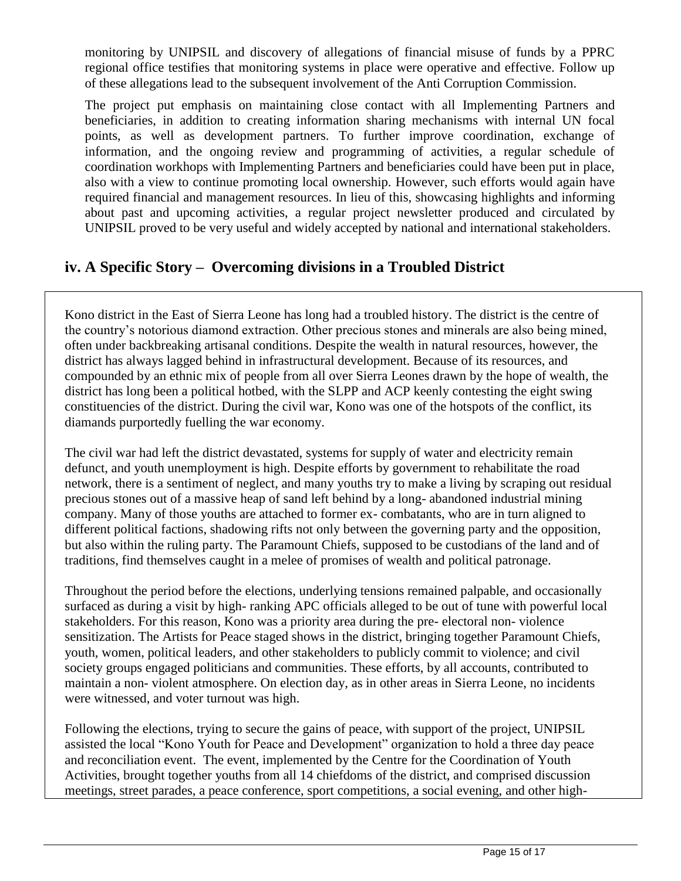monitoring by UNIPSIL and discovery of allegations of financial misuse of funds by a PPRC regional office testifies that monitoring systems in place were operative and effective. Follow up of these allegations lead to the subsequent involvement of the Anti Corruption Commission.

The project put emphasis on maintaining close contact with all Implementing Partners and beneficiaries, in addition to creating information sharing mechanisms with internal UN focal points, as well as development partners. To further improve coordination, exchange of information, and the ongoing review and programming of activities, a regular schedule of coordination workhops with Implementing Partners and beneficiaries could have been put in place, also with a view to continue promoting local ownership. However, such efforts would again have required financial and management resources. In lieu of this, showcasing highlights and informing about past and upcoming activities, a regular project newsletter produced and circulated by UNIPSIL proved to be very useful and widely accepted by national and international stakeholders.

## iv. A Specific Story – Overcoming divisions in a Troubled District

Kono district in the East of Sierra Leone has long had a troubled history. The district is the centre of the country's notorious diamond extraction. Other precious stones and minerals are also being mined, often under backbreaking artisanal conditions. Despite the wealth in natural resources, however, the district has always lagged behind in infrastructural development. Because of its resources, and compounded by an ethnic mix of people from all over Sierra Leones drawn by the hope of wealth, the district has long been a political hotbed, with the SLPP and ACP keenly contesting the eight swing constituencies of the district. During the civil war, Kono was one of the hotspots of the conflict, its diamands purportedly fuelling the war economy.

The civil war had left the district devastated, systems for supply of water and electricity remain defunct, and youth unemployment is high. Despite efforts by government to rehabilitate the road network, there is a sentiment of neglect, and many youths try to make a living by scraping out residual precious stones out of a massive heap of sand left behind by a long- abandoned industrial mining company. Many of those youths are attached to former ex- combatants, who are in turn aligned to different political factions, shadowing rifts not only between the governing party and the opposition, but also within the ruling party. The Paramount Chiefs, supposed to be custodians of the land and of traditions, find themselves caught in a melee of promises of wealth and political patronage.

Throughout the period before the elections, underlying tensions remained palpable, and occasionally surfaced as during a visit by high- ranking APC officials alleged to be out of tune with powerful local stakeholders. For this reason, Kono was a priority area during the pre- electoral non- violence sensitization. The Artists for Peace staged shows in the district, bringing together Paramount Chiefs, youth, women, political leaders, and other stakeholders to publicly commit to violence; and civil society groups engaged politicians and communities. These efforts, by all accounts, contributed to maintain a non- violent atmosphere. On election day, as in other areas in Sierra Leone, no incidents were witnessed, and voter turnout was high.

Following the elections, trying to secure the gains of peace, with support of the project, UNIPSIL assisted the local "Kono Youth for Peace and Development" organization to hold a three day peace and reconciliation event. The event, implemented by the Centre for the Coordination of Youth Activities, brought together youths from all 14 chiefdoms of the district, and comprised discussion meetings, street parades, a peace conference, sport competitions, a social evening, and other high-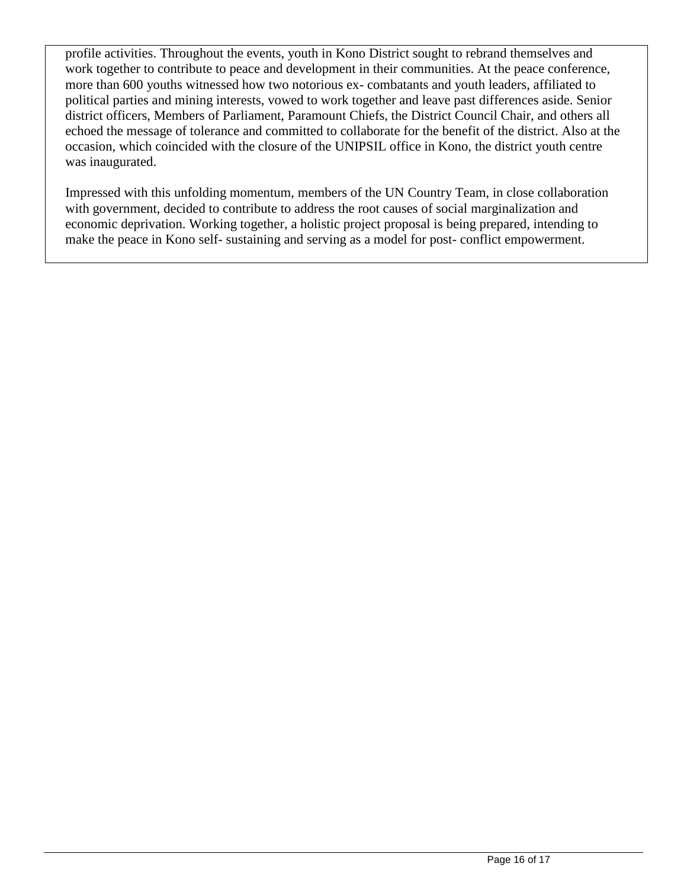profile activities. Throughout the events, youth in Kono District sought to rebrand themselves and work together to contribute to peace and development in their communities. At the peace conference, more than 600 youths witnessed how two notorious ex- combatants and youth leaders, affiliated to political parties and mining interests, vowed to work together and leave past differences aside. Senior district officers, Members of Parliament, Paramount Chiefs, the District Council Chair, and others all echoed the message of tolerance and committed to collaborate for the benefit of the district. Also at the occasion, which coincided with the closure of the UNIPSIL office in Kono, the district youth centre was inaugurated.

Impressed with this unfolding momentum, members of the UN Country Team, in close collaboration with government, decided to contribute to address the root causes of social marginalization and economic deprivation. Working together, a holistic project proposal is being prepared, intending to make the peace in Kono self- sustaining and serving as a model for post- conflict empowerment.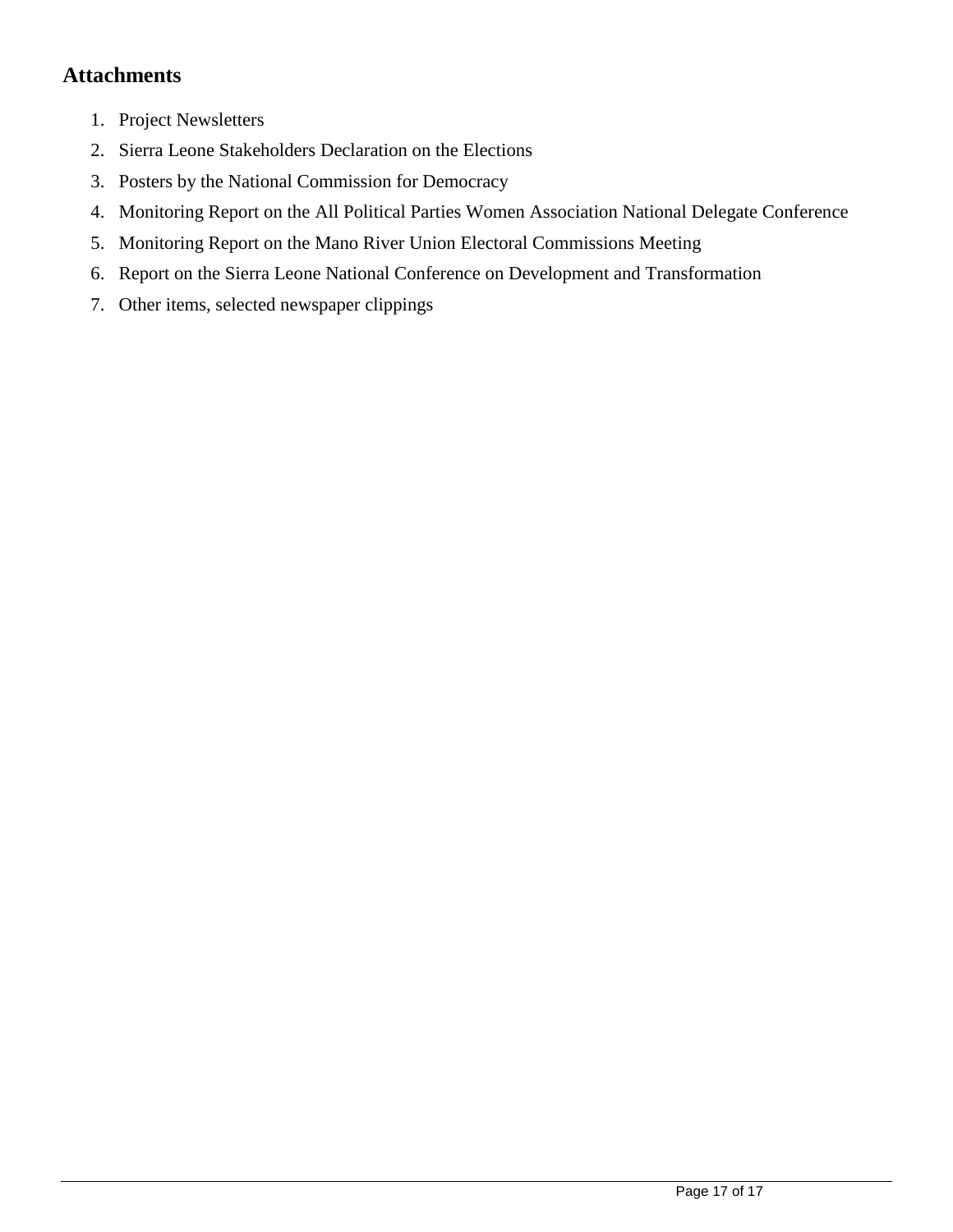## Attachments

1. Project Newsletters
2. Sierra Leone Stakeholders Declaration on the Elections
3. Posters by the National Commission for Democracy
4. Monitoring Report on the All Political Parties Women Association National Delegate Conference
5. Monitoring Report on the Mano River Union Electoral Commissions Meeting
6. Report on the Sierra Leone National Conference on Development and Transformation
7. Other items, selected newspaper clippings